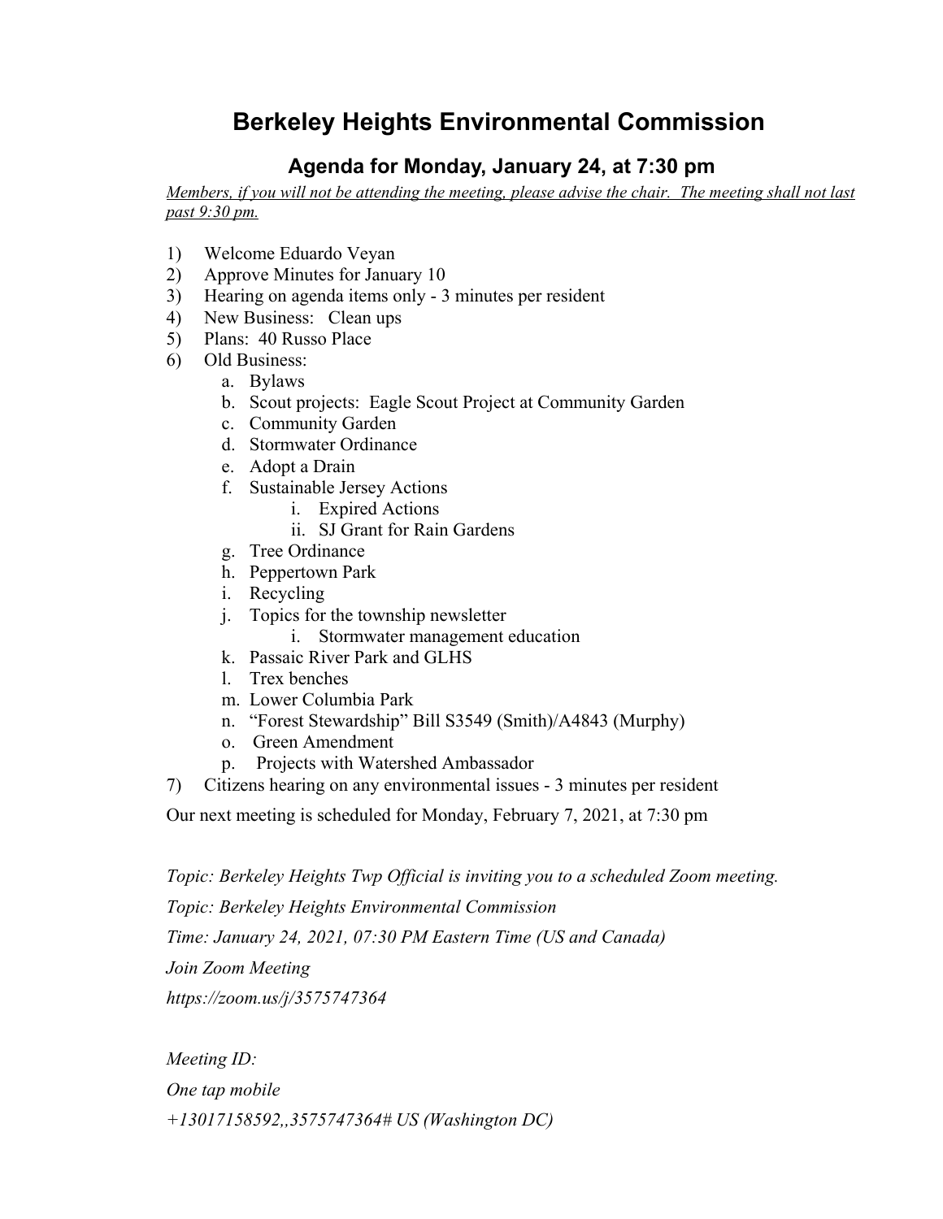# Berkeley Heights Environmental Commission

## Agenda for Monday, January 24, at 7:30 pm

*Members, if you will not be attending the meeting, please advise the chair. The meeting shall not last past 9:30 pm.*

1) Welcome Eduardo Veyan
2) Approve Minutes for January 10
3) Hearing on agenda items only - 3 minutes per resident
4) New Business: Clean ups
5) Plans: 40 Russo Place
6) Old Business:
   a. Bylaws
   b. Scout projects: Eagle Scout Project at Community Garden
   c. Community Garden
   d. Stormwater Ordinance
   e. Adopt a Drain
   f. Sustainable Jersey Actions
      i. Expired Actions
      ii. SJ Grant for Rain Gardens
   g. Tree Ordinance
   h. Peppertown Park
   i. Recycling
   j. Topics for the township newsletter
      i. Stormwater management education
   k. Passaic River Park and GLHS
   l. Trex benches
   m. Lower Columbia Park
   n. "Forest Stewardship" Bill S3549 (Smith)/A4843 (Murphy)
   o. Green Amendment
   p. Projects with Watershed Ambassador
7) Citizens hearing on any environmental issues - 3 minutes per resident

Our next meeting is scheduled for Monday, February 7, 2021, at 7:30 pm

*Topic: Berkeley Heights Twp Official is inviting you to a scheduled Zoom meeting.*

*Topic: Berkeley Heights Environmental Commission*

*Time: January 24, 2021, 07:30 PM Eastern Time (US and Canada)*

*Join Zoom Meeting*

*https://zoom.us/j/3575747364*

*Meeting ID:*

*One tap mobile*

*+13017158592,,3575747364# US (Washington DC)*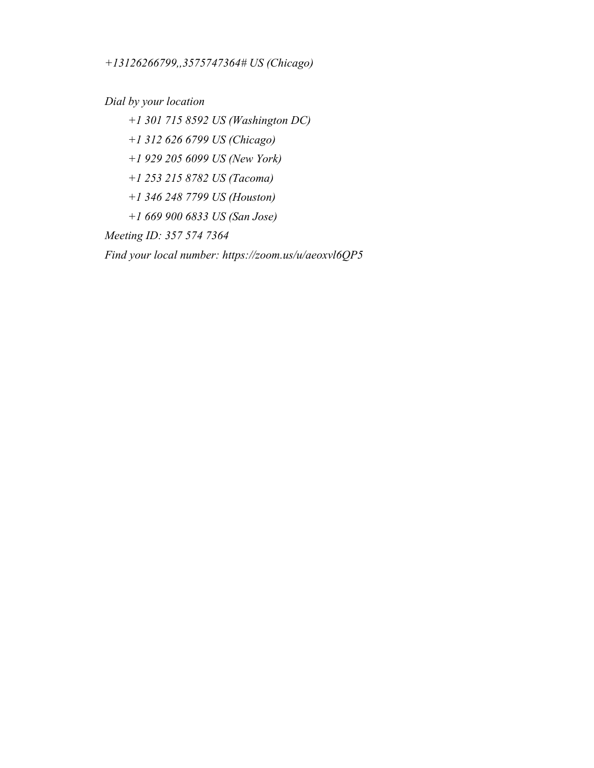*+13126266799,,3575747364# US (Chicago)*

*Dial by your location*

*+1 301 715 8592 US (Washington DC)*

*+1 312 626 6799 US (Chicago)*

*+1 929 205 6099 US (New York)*

*+1 253 215 8782 US (Tacoma)*

*+1 346 248 7799 US (Houston)*

*+1 669 900 6833 US (San Jose)*

*Meeting ID: 357 574 7364*

*Find your local number: https://zoom.us/u/aeoxvl6QP5*